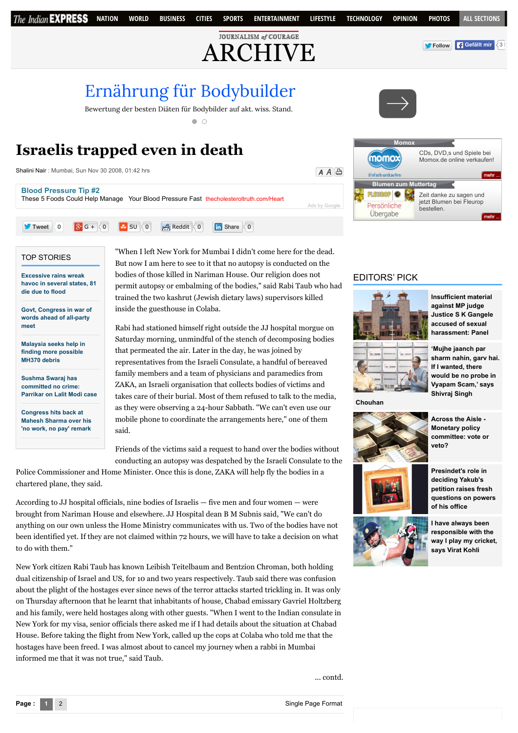# Israelis trapped even in death

Shalini Nair : Mumbai, Sun Nov 30 2008, 01:42 hrs

"When I left New York for Mumbai I didn't come here for the dead. But now I am here to see to it that no autopsy is conducted on the bodies of those killed in Nariman House. Our religion does not permit autopsy or embalming of the bodies," said Rabi Taub who had trained the two kashrut (Jewish dietary laws) supervisors killed inside the guesthouse in Colaba.

Rabi had stationed himself right outside the JJ hospital morgue on Saturday morning, unmindful of the stench of decomposing bodies that permeated the air. Later in the day, he was joined by representatives from the Israeli Consulate, a handful of bereaved family members and a team of physicians and paramedics from ZAKA, an Israeli organisation that collects bodies of victims and takes care of their burial. Most of them refused to talk to the media, as they were observing a 24-hour Sabbath. "We can't even use our mobile phone to coordinate the arrangements here," one of them said.

Friends of the victims said a request to hand over the bodies without conducting an autopsy was despatched by the Israeli Consulate to the Police Commissioner and Home Minister. Once this is done, ZAKA will help fly the bodies in a chartered plane, they said.

According to JJ hospital officials, nine bodies of Israelis — five men and four women — were brought from Nariman House and elsewhere. JJ Hospital dean B M Subnis said, "We can't do anything on our own unless the Home Ministry communicates with us. Two of the bodies have not been identified yet. If they are not claimed within 72 hours, we will have to take a decision on what to do with them."

New York citizen Rabi Taub has known Leibish Teitelbaum and Bentzion Chroman, both holding dual citizenship of Israel and US, for 10 and two years respectively. Taub said there was confusion about the plight of the hostages ever since news of the terror attacks started trickling in. It was only on Thursday afternoon that he learnt that inhabitants of house, Chabad emissary Gavriel Holtzberg and his family, were held hostages along with other guests. "When I went to the Indian consulate in New York for my visa, senior officials there asked me if I had details about the situation at Chabad House. Before taking the flight from New York, called up the cops at Colaba who told me that the hostages have been freed. I was almost about to cancel my journey when a rabbi in Mumbai informed me that it was not true," said Taub.

... contd.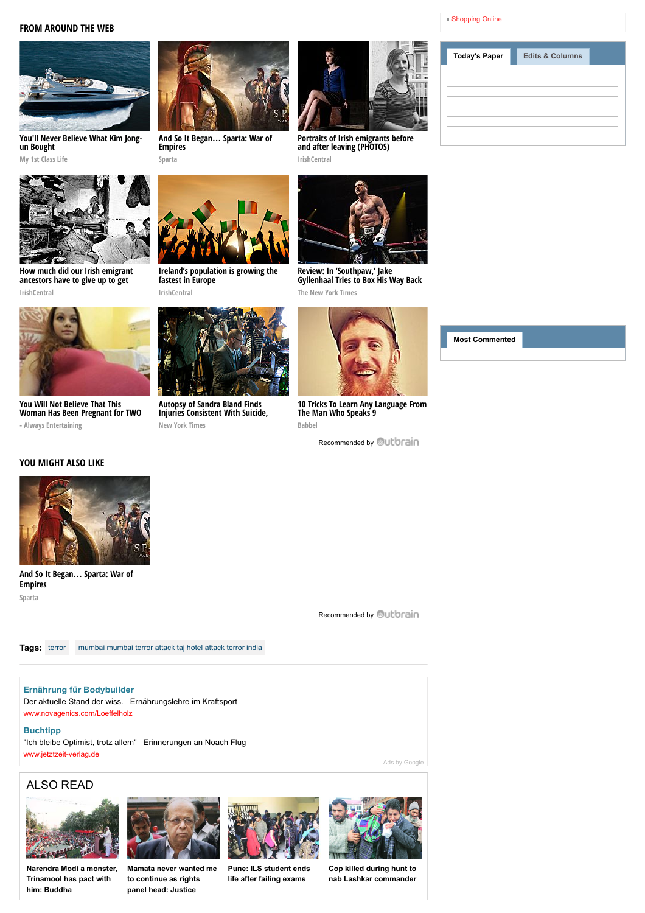- Shopping Online

## FROM AROUND THE WEB

**You'll Never Believe What Kim Jong-un Bought**
My 1st Class Life

**And So It Began… Sparta: War of Empires**
Sparta

**Portraits of Irish emigrants before and after leaving (PHOTOS)**
IrishCentral

**How much did our Irish emigrant ancestors have to give up to get**
IrishCentral

**Ireland's population is growing the fastest in Europe**
IrishCentral

**Review: In 'Southpaw,' Jake Gyllenhaal Tries to Box His Way Back**
The New York Times

**You Will Not Believe That This Woman Has Been Pregnant for TWO**
- Always Entertaining

**Autopsy of Sandra Bland Finds Injuries Consistent With Suicide,**
New York Times

**10 Tricks To Learn Any Language From The Man Who Speaks 9**
Babbel

Recommended by Outbrain

Today's Paper | Edits & Columns

Most Commented

## YOU MIGHT ALSO LIKE

**And So It Began… Sparta: War of Empires**
Sparta

Recommended by Outbrain

**Tags:** terror | mumbai mumbai terror attack taj hotel attack terror india

**Ernährung für Bodybuilder**
Der aktuelle Stand der wiss. Ernährungslehre im Kraftsport
www.novagenics.com/Loeffelholz

**Buchtipp**
"Ich bleibe Optimist, trotz allem" Erinnerungen an Noach Flug
www.jetztzeit-verlag.de

Ads by Google

## ALSO READ

**Narendra Modi a monster, Trinamool has pact with him: Buddha**

**Mamata never wanted me to continue as rights panel head: Justice**

**Pune: ILS student ends life after failing exams**

**Cop killed during hunt to nab Lashkar commander**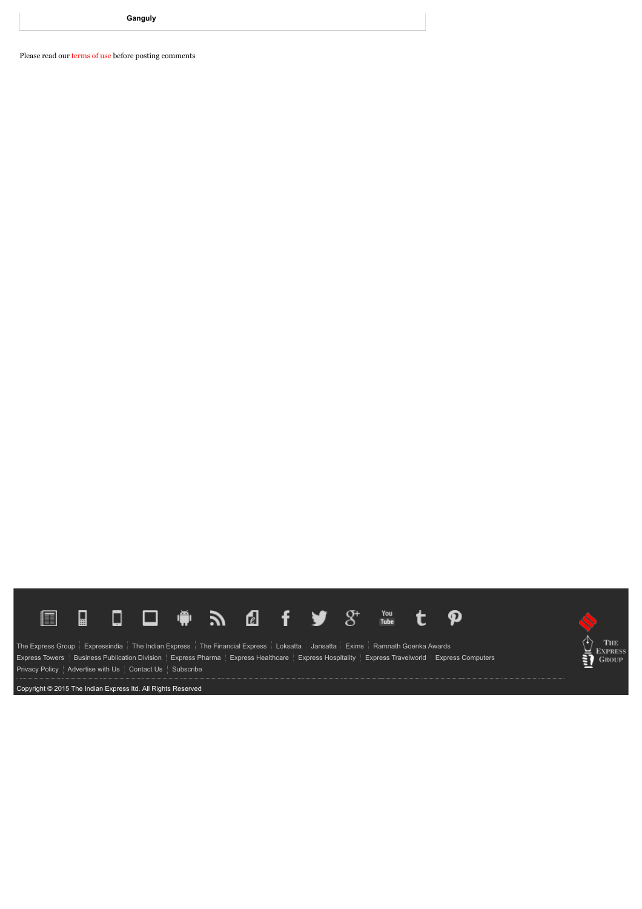**Ganguly**

Please read our terms of use before posting comments

The Express Group | Expressindia | The Indian Express | The Financial Express | Loksatta | Jansatta | Exims | Ramnath Goenka Awards
Express Towers | Business Publication Division | Express Pharma | Express Healthcare | Express Hospitality | Express Travelworld | Express Computers
Privacy Policy | Advertise with Us | Contact Us | Subscribe

Copyright © 2015 The Indian Express ltd. All Rights Reserved